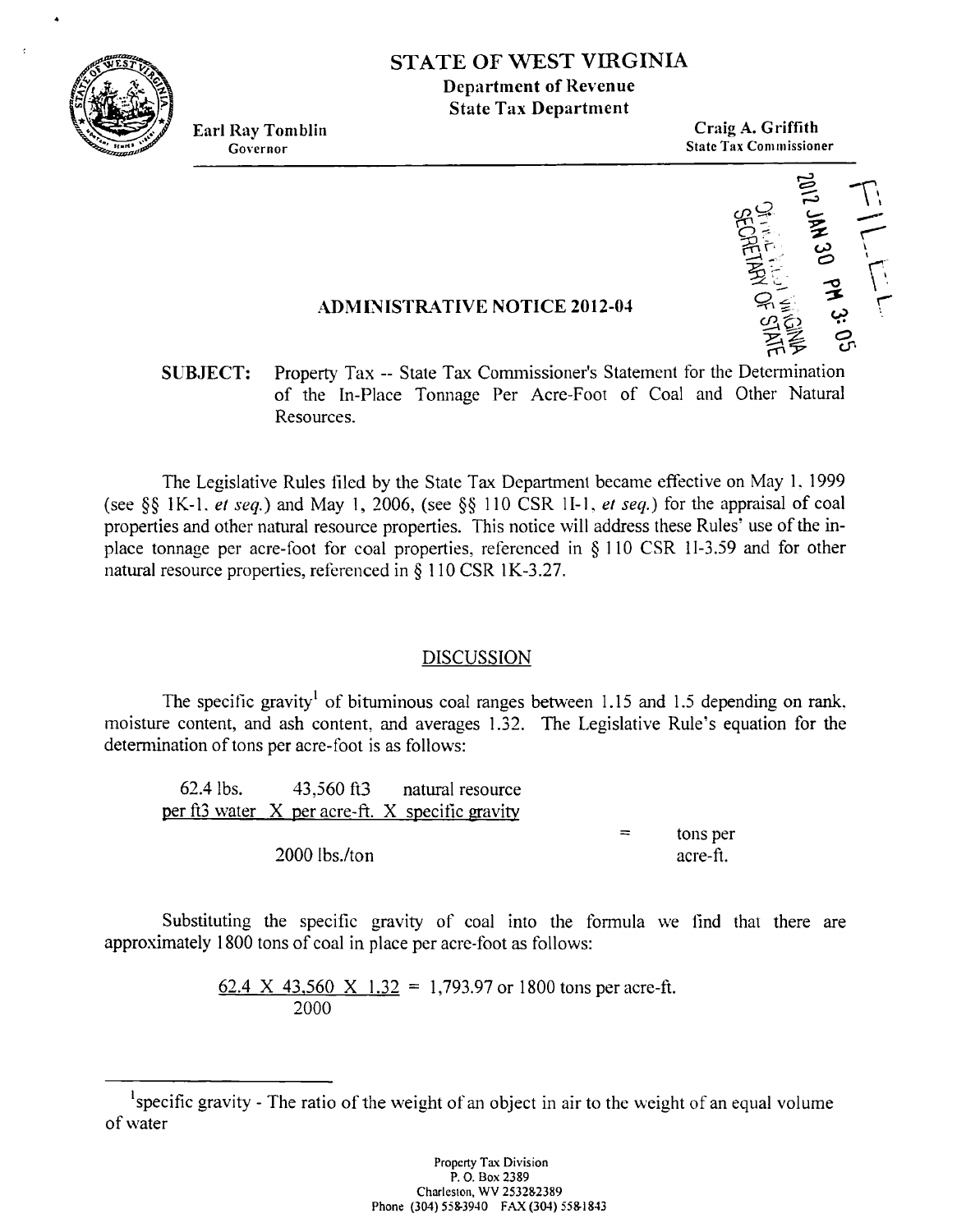# STATE OF WEST VIRGINIA

**Department of Revenue**
**State Tax Department**

Earl Ray Tomblin
Governor

Craig A. Griffith
State Tax Commissioner

FILED
2012 JAN 30 PM 3:05
OFFICE WEST VIRGINIA
SECRETARY OF STATE

## ADMINISTRATIVE NOTICE 2012-04

**SUBJECT:** Property Tax -- State Tax Commissioner's Statement for the Determination of the In-Place Tonnage Per Acre-Foot of Coal and Other Natural Resources.

The Legislative Rules filed by the State Tax Department became effective on May 1, 1999 (see §§ 1K-1, *et seq.*) and May 1, 2006, (see §§ 110 CSR 1I-1, *et seq.*) for the appraisal of coal properties and other natural resource properties. This notice will address these Rules' use of the in-place tonnage per acre-foot for coal properties, referenced in § 110 CSR 1I-3.59 and for other natural resource properties, referenced in § 110 CSR 1K-3.27.

### DISCUSSION

The specific gravity[1] of bituminous coal ranges between 1.15 and 1.5 depending on rank, moisture content, and ash content, and averages 1.32. The Legislative Rule's equation for the determination of tons per acre-foot is as follows:

$$\frac{\text{62.4 lbs. per ft3 water} \times \text{43,560 ft3 per acre-ft.} \times \text{natural resource specific gravity}}{\text{2000 lbs./ton}} = \text{tons per acre-ft.}$$

Substituting the specific gravity of coal into the formula we find that there are approximately 1800 tons of coal in place per acre-foot as follows:

$$\frac{62.4 \times 43{,}560 \times 1.32}{2000} = 1{,}793.97 \text{ or } 1800 \text{ tons per acre-ft.}$$

---

[1] specific gravity - The ratio of the weight of an object in air to the weight of an equal volume of water

Property Tax Division
P. O. Box 2389
Charleston, WV 25328-2389
Phone (304) 558-3940 FAX (304) 558-1843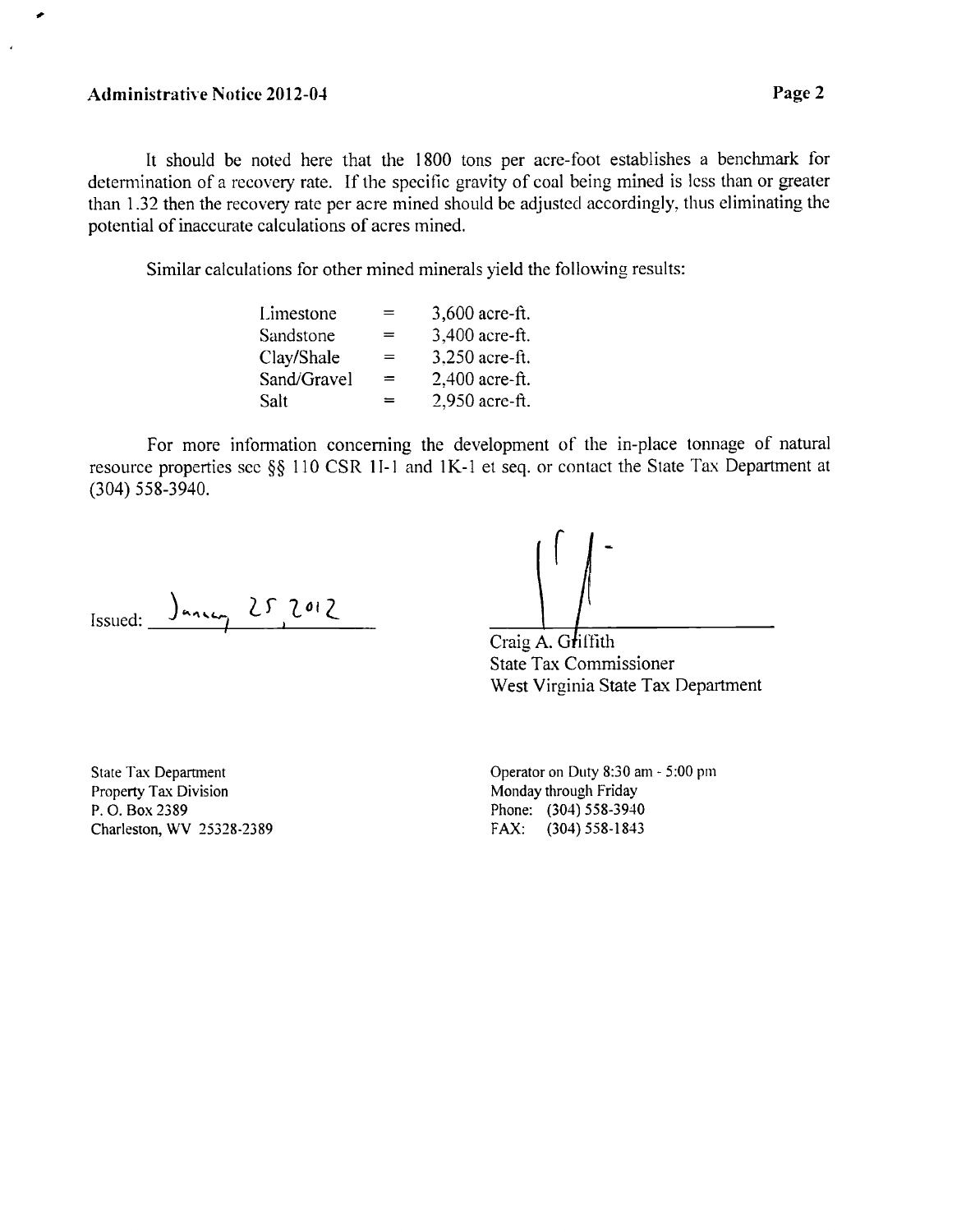It should be noted here that the 1800 tons per acre-foot establishes a benchmark for determination of a recovery rate. If the specific gravity of coal being mined is less than or greater than 1.32 then the recovery rate per acre mined should be adjusted accordingly, thus eliminating the potential of inaccurate calculations of acres mined.

Similar calculations for other mined minerals yield the following results:

| | | |
|---|---|---|
| Limestone | = | 3,600 acre-ft. |
| Sandstone | = | 3,400 acre-ft. |
| Clay/Shale | = | 3,250 acre-ft. |
| Sand/Gravel | = | 2,400 acre-ft. |
| Salt | = | 2,950 acre-ft. |

For more information concerning the development of the in-place tonnage of natural resource properties see §§ 110 CSR 1I-1 and 1K-1 et seq. or contact the State Tax Department at (304) 558-3940.

Issued: January 25, 2012

Craig A. Griffith
State Tax Commissioner
West Virginia State Tax Department

State Tax Department
Property Tax Division
P. O. Box 2389
Charleston, WV 25328-2389

Operator on Duty 8:30 am - 5:00 pm
Monday through Friday
Phone: (304) 558-3940
FAX: (304) 558-1843